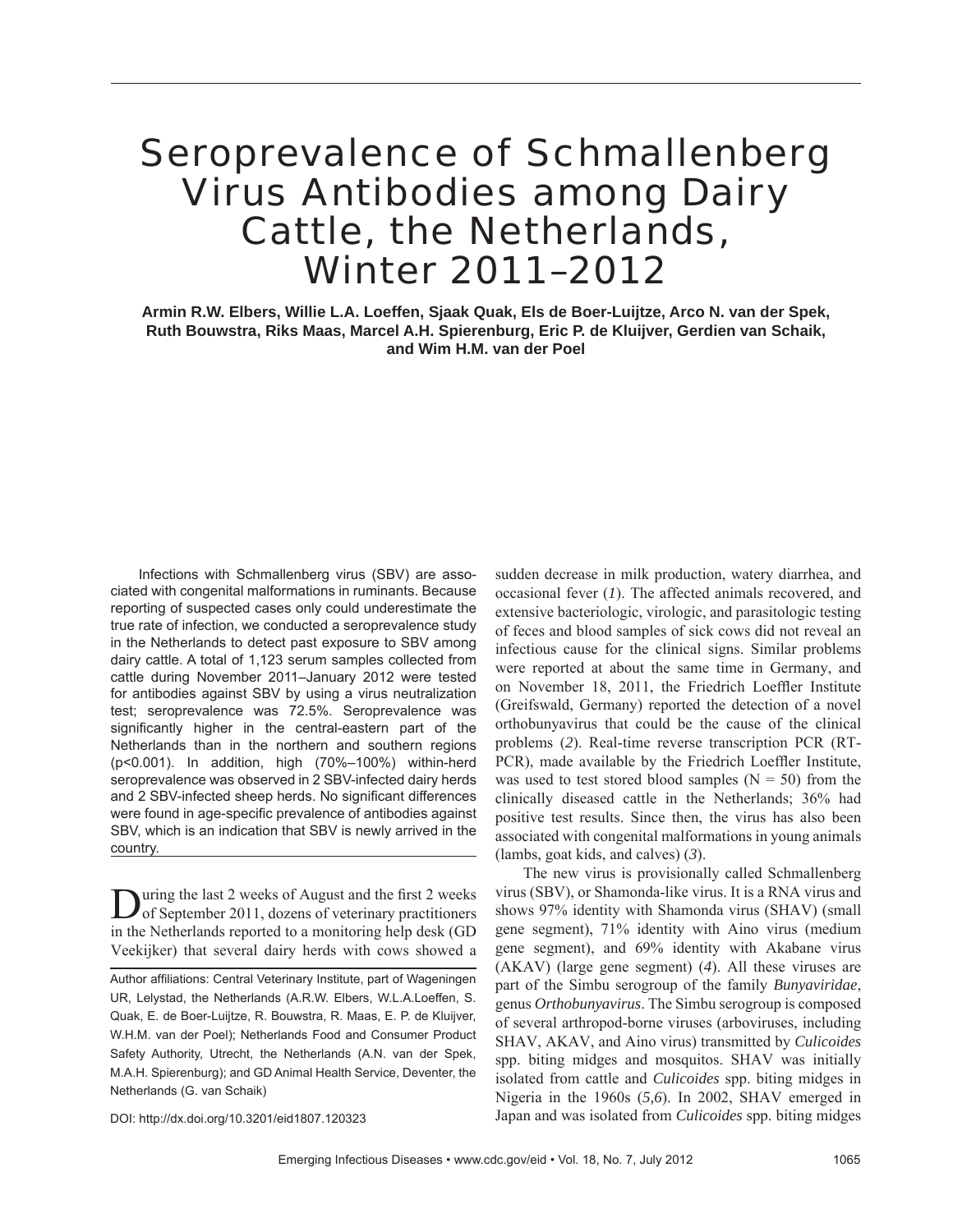# Seroprevalence of Schmallenberg Virus Antibodies among Dairy Cattle, the Netherlands, Winter 2011–2012

**Armin R.W. Elbers, Willie L.A. Loeffen, Sjaak Quak, Els de Boer-Luijtze, Arco N. van der Spek, Ruth Bouwstra, Riks Maas, Marcel A.H. Spierenburg, Eric P. de Kluijver, Gerdien van Schaik, and Wim H.M. van der Poel**

Infections with Schmallenberg virus (SBV) are associated with congenital malformations in ruminants. Because reporting of suspected cases only could underestimate the true rate of infection, we conducted a seroprevalence study in the Netherlands to detect past exposure to SBV among dairy cattle. A total of 1,123 serum samples collected from cattle during November 2011–January 2012 were tested for antibodies against SBV by using a virus neutralization test; seroprevalence was 72.5%. Seroprevalence was significantly higher in the central-eastern part of the Netherlands than in the northern and southern regions ($p<0.001$). In addition, high (70%–100%) within-herd seroprevalence was observed in 2 SBV-infected dairy herds and 2 SBV-infected sheep herds. No significant differences were found in age-specific prevalence of antibodies against SBV, which is an indication that SBV is newly arrived in the country.

During the last 2 weeks of August and the first 2 weeks of September 2011, dozens of veterinary practitioners in the Netherlands reported to a monitoring help desk (GD Veekijker) that several dairy herds with cows showed a sudden decrease in milk production, watery diarrhea, and occasional fever (*1*). The affected animals recovered, and extensive bacteriologic, virologic, and parasitologic testing of feces and blood samples of sick cows did not reveal an infectious cause for the clinical signs. Similar problems were reported at about the same time in Germany, and on November 18, 2011, the Friedrich Loeffler Institute (Greifswald, Germany) reported the detection of a novel orthobunyavirus that could be the cause of the clinical problems (*2*). Real-time reverse transcription PCR (RT-PCR), made available by the Friedrich Loeffler Institute, was used to test stored blood samples (N = 50) from the clinically diseased cattle in the Netherlands; 36% had positive test results. Since then, the virus has also been associated with congenital malformations in young animals (lambs, goat kids, and calves) (*3*).

The new virus is provisionally called Schmallenberg virus (SBV), or Shamonda-like virus. It is a RNA virus and shows 97% identity with Shamonda virus (SHAV) (small gene segment), 71% identity with Aino virus (medium gene segment), and 69% identity with Akabane virus (AKAV) (large gene segment) (*4*). All these viruses are part of the Simbu serogroup of the family *Bunyaviridae*, genus *Orthobunyavirus*. The Simbu serogroup is composed of several arthropod-borne viruses (arboviruses, including SHAV, AKAV, and Aino virus) transmitted by *Culicoides* spp. biting midges and mosquitos. SHAV was initially isolated from cattle and *Culicoides* spp. biting midges in Nigeria in the 1960s (*5,6*). In 2002, SHAV emerged in Japan and was isolated from *Culicoides* spp. biting midges

Author affiliations: Central Veterinary Institute, part of Wageningen UR, Lelystad, the Netherlands (A.R.W. Elbers, W.L.A.Loeffen, S. Quak, E. de Boer-Luijtze, R. Bouwstra, R. Maas, E. P. de Kluijver, W.H.M. van der Poel); Netherlands Food and Consumer Product Safety Authority, Utrecht, the Netherlands (A.N. van der Spek, M.A.H. Spierenburg); and GD Animal Health Service, Deventer, the Netherlands (G. van Schaik)

DOI: http://dx.doi.org/10.3201/eid1807.120323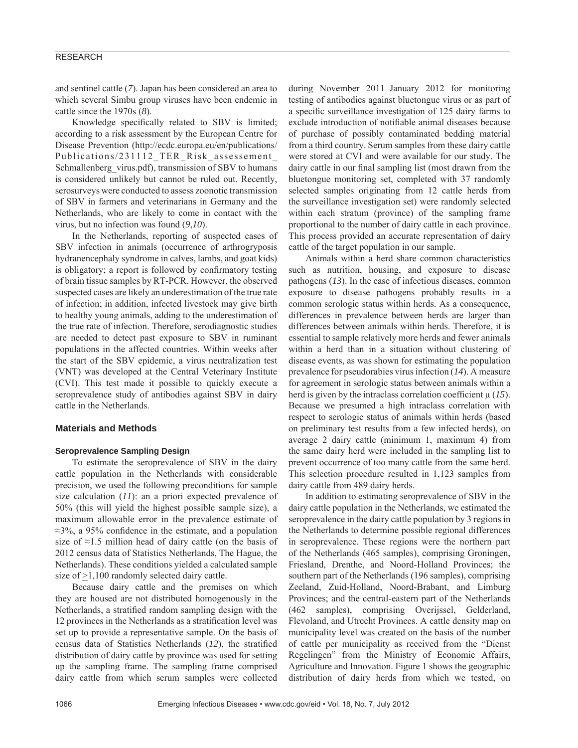and sentinel cattle (*7*). Japan has been considered an area to which several Simbu group viruses have been endemic in cattle since the 1970s (*8*).

Knowledge specifically related to SBV is limited; according to a risk assessment by the European Centre for Disease Prevention (http://ecdc.europa.eu/en/publications/Publications/231112_TER_Risk_assessement_Schmallenberg_virus.pdf), transmission of SBV to humans is considered unlikely but cannot be ruled out. Recently, serosurveys were conducted to assess zoonotic transmission of SBV in farmers and veterinarians in Germany and the Netherlands, who are likely to come in contact with the virus, but no infection was found (*9*,*10*).

In the Netherlands, reporting of suspected cases of SBV infection in animals (occurrence of arthrogryposis hydranencephaly syndrome in calves, lambs, and goat kids) is obligatory; a report is followed by confirmatory testing of brain tissue samples by RT-PCR. However, the observed suspected cases are likely an underestimation of the true rate of infection; in addition, infected livestock may give birth to healthy young animals, adding to the underestimation of the true rate of infection. Therefore, serodiagnostic studies are needed to detect past exposure to SBV in ruminant populations in the affected countries. Within weeks after the start of the SBV epidemic, a virus neutralization test (VNT) was developed at the Central Veterinary Institute (CVI). This test made it possible to quickly execute a seroprevalence study of antibodies against SBV in dairy cattle in the Netherlands.

## Materials and Methods

### Seroprevalence Sampling Design

To estimate the seroprevalence of SBV in the dairy cattle population in the Netherlands with considerable precision, we used the following preconditions for sample size calculation (*11*): an a priori expected prevalence of 50% (this will yield the highest possible sample size), a maximum allowable error in the prevalence estimate of ≈3%, a 95% confidence in the estimate, and a population size of ≈1.5 million head of dairy cattle (on the basis of 2012 census data of Statistics Netherlands, The Hague, the Netherlands). These conditions yielded a calculated sample size of ≥1,100 randomly selected dairy cattle.

Because dairy cattle and the premises on which they are housed are not distributed homogenously in the Netherlands, a stratified random sampling design with the 12 provinces in the Netherlands as a stratification level was set up to provide a representative sample. On the basis of census data of Statistics Netherlands (*12*), the stratified distribution of dairy cattle by province was used for setting up the sampling frame. The sampling frame comprised dairy cattle from which serum samples were collected during November 2011–January 2012 for monitoring testing of antibodies against bluetongue virus or as part of a specific surveillance investigation of 125 dairy farms to exclude introduction of notifiable animal diseases because of purchase of possibly contaminated bedding material from a third country. Serum samples from these dairy cattle were stored at CVI and were available for our study. The dairy cattle in our final sampling list (most drawn from the bluetongue monitoring set, completed with 37 randomly selected samples originating from 12 cattle herds from the surveillance investigation set) were randomly selected within each stratum (province) of the sampling frame proportional to the number of dairy cattle in each province. This process provided an accurate representation of dairy cattle of the target population in our sample.

Animals within a herd share common characteristics such as nutrition, housing, and exposure to disease pathogens (*13*). In the case of infectious diseases, common exposure to disease pathogens probably results in a common serologic status within herds. As a consequence, differences in prevalence between herds are larger than differences between animals within herds. Therefore, it is essential to sample relatively more herds and fewer animals within a herd than in a situation without clustering of disease events, as was shown for estimating the population prevalence for pseudorabies virus infection (*14*). A measure for agreement in serologic status between animals within a herd is given by the intraclass correlation coefficient $\mu$ (*15*). Because we presumed a high intraclass correlation with respect to serologic status of animals within herds (based on preliminary test results from a few infected herds), on average 2 dairy cattle (minimum 1, maximum 4) from the same dairy herd were included in the sampling list to prevent occurrence of too many cattle from the same herd. This selection procedure resulted in 1,123 samples from dairy cattle from 489 dairy herds.

In addition to estimating seroprevalence of SBV in the dairy cattle population in the Netherlands, we estimated the seroprevalence in the dairy cattle population by 3 regions in the Netherlands to determine possible regional differences in seroprevalence. These regions were the northern part of the Netherlands (465 samples), comprising Groningen, Friesland, Drenthe, and Noord-Holland Provinces; the southern part of the Netherlands (196 samples), comprising Zeeland, Zuid-Holland, Noord-Brabant, and Limburg Provinces; and the central-eastern part of the Netherlands (462 samples), comprising Overijssel, Gelderland, Flevoland, and Utrecht Provinces. A cattle density map on municipality level was created on the basis of the number of cattle per municipality as received from the "Dienst Regelingen" from the Ministry of Economic Affairs, Agriculture and Innovation. Figure 1 shows the geographic distribution of dairy herds from which we tested, on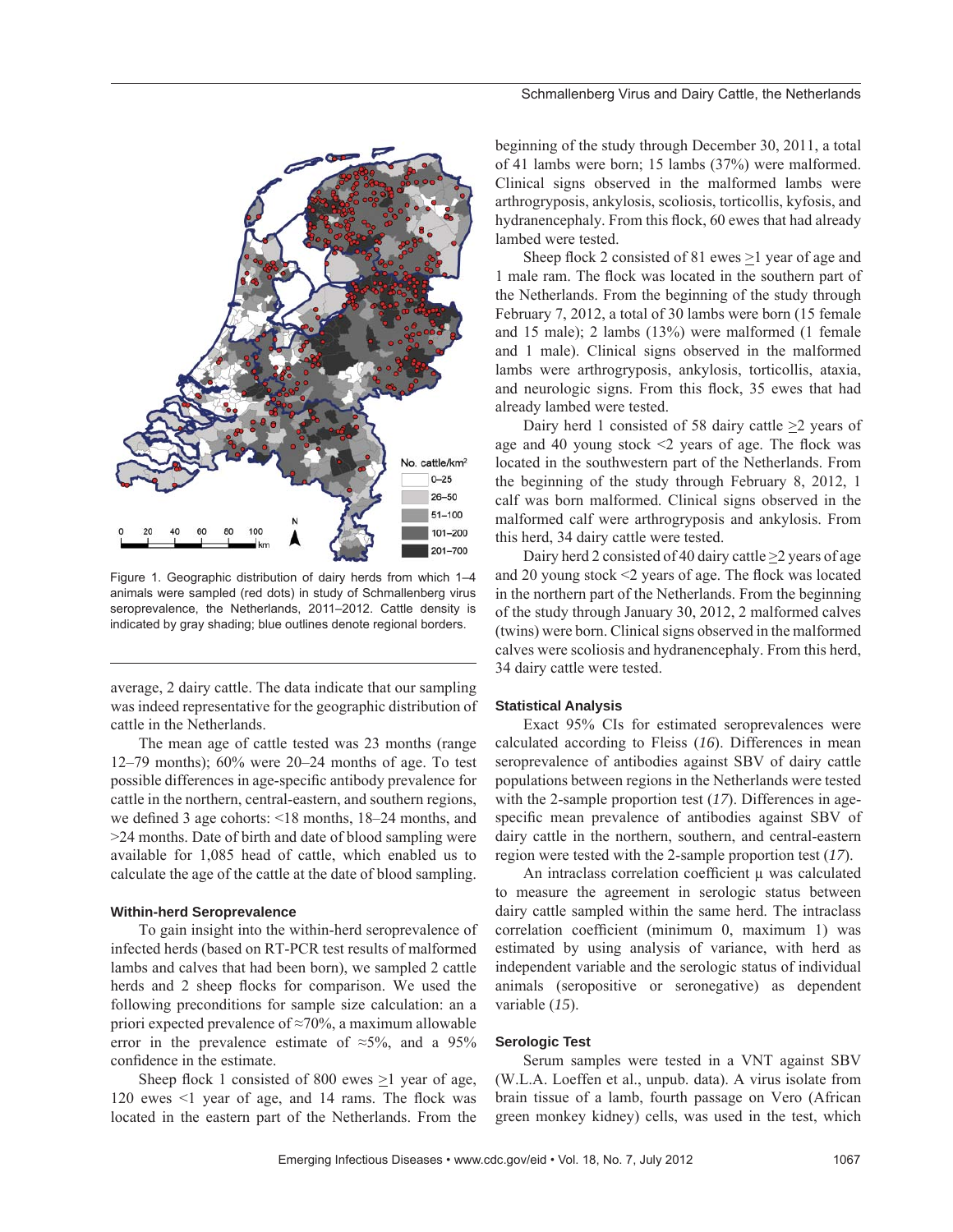Figure 1. Geographic distribution of dairy herds from which 1–4 animals were sampled (red dots) in study of Schmallenberg virus seroprevalence, the Netherlands, 2011–2012. Cattle density is indicated by gray shading; blue outlines denote regional borders.

average, 2 dairy cattle. The data indicate that our sampling was indeed representative for the geographic distribution of cattle in the Netherlands.

The mean age of cattle tested was 23 months (range 12–79 months); 60% were 20–24 months of age. To test possible differences in age-specific antibody prevalence for cattle in the northern, central-eastern, and southern regions, we defined 3 age cohorts: <18 months, 18–24 months, and >24 months. Date of birth and date of blood sampling were available for 1,085 head of cattle, which enabled us to calculate the age of the cattle at the date of blood sampling.

### Within-herd Seroprevalence

To gain insight into the within-herd seroprevalence of infected herds (based on RT-PCR test results of malformed lambs and calves that had been born), we sampled 2 cattle herds and 2 sheep flocks for comparison. We used the following preconditions for sample size calculation: an a priori expected prevalence of ≈70%, a maximum allowable error in the prevalence estimate of ≈5%, and a 95% confidence in the estimate.

Sheep flock 1 consisted of 800 ewes ≥1 year of age, 120 ewes <1 year of age, and 14 rams. The flock was located in the eastern part of the Netherlands. From the beginning of the study through December 30, 2011, a total of 41 lambs were born; 15 lambs (37%) were malformed. Clinical signs observed in the malformed lambs were arthrogryposis, ankylosis, scoliosis, torticollis, kyfosis, and hydranencephaly. From this flock, 60 ewes that had already lambed were tested.

Sheep flock 2 consisted of 81 ewes ≥1 year of age and 1 male ram. The flock was located in the southern part of the Netherlands. From the beginning of the study through February 7, 2012, a total of 30 lambs were born (15 female and 15 male); 2 lambs (13%) were malformed (1 female and 1 male). Clinical signs observed in the malformed lambs were arthrogryposis, ankylosis, torticollis, ataxia, and neurologic signs. From this flock, 35 ewes that had already lambed were tested.

Dairy herd 1 consisted of 58 dairy cattle ≥2 years of age and 40 young stock <2 years of age. The flock was located in the southwestern part of the Netherlands. From the beginning of the study through February 8, 2012, 1 calf was born malformed. Clinical signs observed in the malformed calf were arthrogryposis and ankylosis. From this herd, 34 dairy cattle were tested.

Dairy herd 2 consisted of 40 dairy cattle ≥2 years of age and 20 young stock <2 years of age. The flock was located in the northern part of the Netherlands. From the beginning of the study through January 30, 2012, 2 malformed calves (twins) were born. Clinical signs observed in the malformed calves were scoliosis and hydranencephaly. From this herd, 34 dairy cattle were tested.

### Statistical Analysis

Exact 95% CIs for estimated seroprevalences were calculated according to Fleiss (*16*). Differences in mean seroprevalence of antibodies against SBV of dairy cattle populations between regions in the Netherlands were tested with the 2-sample proportion test (*17*). Differences in age-specific mean prevalence of antibodies against SBV of dairy cattle in the northern, southern, and central-eastern region were tested with the 2-sample proportion test (*17*).

An intraclass correlation coefficient μ was calculated to measure the agreement in serologic status between dairy cattle sampled within the same herd. The intraclass correlation coefficient (minimum 0, maximum 1) was estimated by using analysis of variance, with herd as independent variable and the serologic status of individual animals (seropositive or seronegative) as dependent variable (*15*).

### Serologic Test

Serum samples were tested in a VNT against SBV (W.L.A. Loeffen et al., unpub. data). A virus isolate from brain tissue of a lamb, fourth passage on Vero (African green monkey kidney) cells, was used in the test, which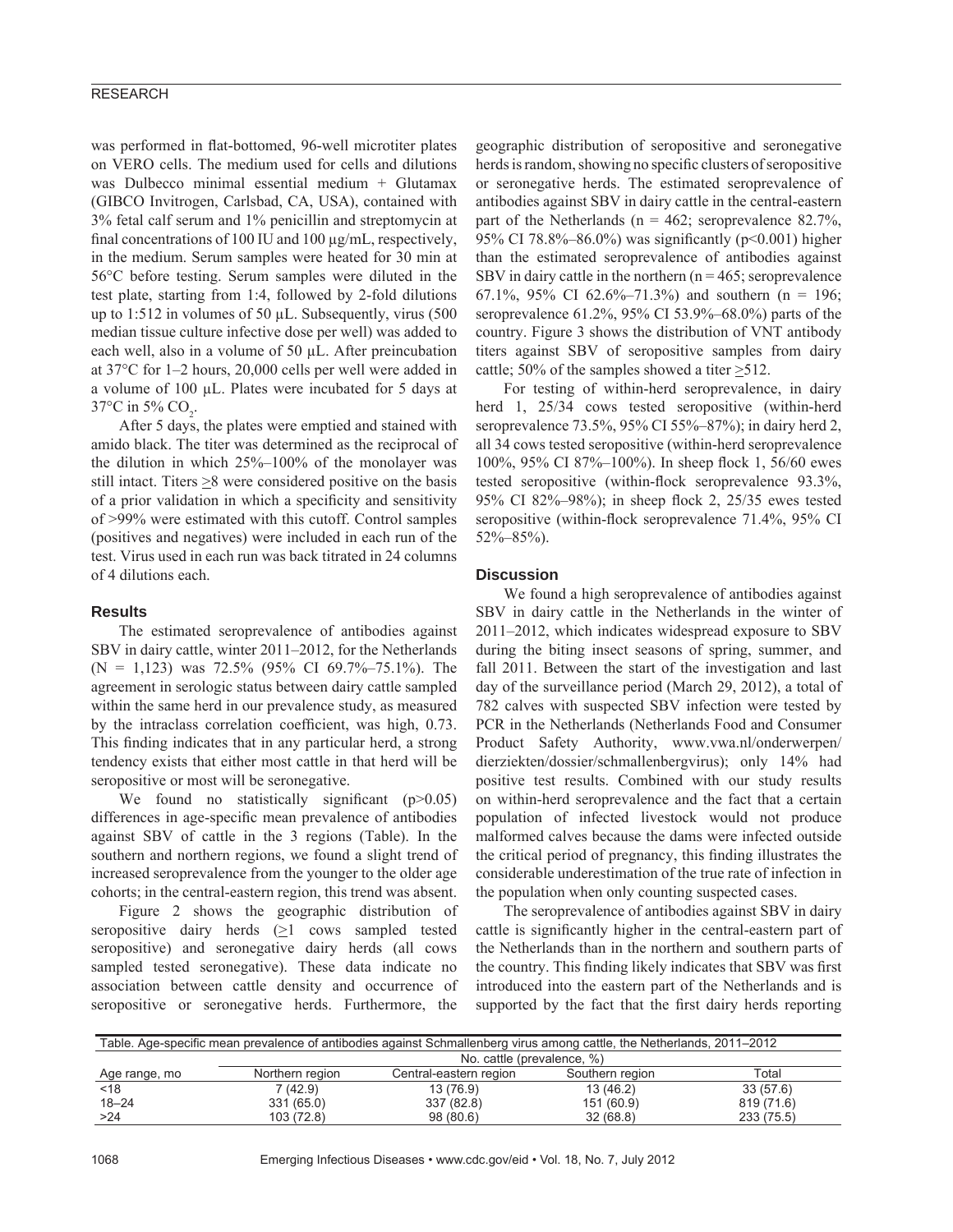was performed in flat-bottomed, 96-well microtiter plates on VERO cells. The medium used for cells and dilutions was Dulbecco minimal essential medium + Glutamax (GIBCO Invitrogen, Carlsbad, CA, USA), contained with 3% fetal calf serum and 1% penicillin and streptomycin at final concentrations of 100 IU and 100 µg/mL, respectively, in the medium. Serum samples were heated for 30 min at 56°C before testing. Serum samples were diluted in the test plate, starting from 1:4, followed by 2-fold dilutions up to 1:512 in volumes of 50 µL. Subsequently, virus (500 median tissue culture infective dose per well) was added to each well, also in a volume of 50 µL. After preincubation at 37°C for 1–2 hours, 20,000 cells per well were added in a volume of 100 µL. Plates were incubated for 5 days at 37°C in 5% $CO_2$.

After 5 days, the plates were emptied and stained with amido black. The titer was determined as the reciprocal of the dilution in which 25%–100% of the monolayer was still intact. Titers $\geq$8 were considered positive on the basis of a prior validation in which a specificity and sensitivity of >99% were estimated with this cutoff. Control samples (positives and negatives) were included in each run of the test. Virus used in each run was back titrated in 24 columns of 4 dilutions each.

## Results

The estimated seroprevalence of antibodies against SBV in dairy cattle, winter 2011–2012, for the Netherlands (N = 1,123) was 72.5% (95% CI 69.7%–75.1%). The agreement in serologic status between dairy cattle sampled within the same herd in our prevalence study, as measured by the intraclass correlation coefficient, was high, 0.73. This finding indicates that in any particular herd, a strong tendency exists that either most cattle in that herd will be seropositive or most will be seronegative.

We found no statistically significant ($p>0.05$) differences in age-specific mean prevalence of antibodies against SBV of cattle in the 3 regions (Table). In the southern and northern regions, we found a slight trend of increased seroprevalence from the younger to the older age cohorts; in the central-eastern region, this trend was absent.

Figure 2 shows the geographic distribution of seropositive dairy herds ($\geq$1 cows sampled tested seropositive) and seronegative dairy herds (all cows sampled tested seronegative). These data indicate no association between cattle density and occurrence of seropositive or seronegative herds. Furthermore, the geographic distribution of seropositive and seronegative herds is random, showing no specific clusters of seropositive or seronegative herds. The estimated seroprevalence of antibodies against SBV in dairy cattle in the central-eastern part of the Netherlands (n = 462; seroprevalence 82.7%, 95% CI 78.8%–86.0%) was significantly ($p<0.001$) higher than the estimated seroprevalence of antibodies against SBV in dairy cattle in the northern (n = 465; seroprevalence 67.1%, 95% CI 62.6%–71.3%) and southern (n = 196; seroprevalence 61.2%, 95% CI 53.9%–68.0%) parts of the country. Figure 3 shows the distribution of VNT antibody titers against SBV of seropositive samples from dairy cattle; 50% of the samples showed a titer $\geq$512.

For testing of within-herd seroprevalence, in dairy herd 1, 25/34 cows tested seropositive (within-herd seroprevalence 73.5%, 95% CI 55%–87%); in dairy herd 2, all 34 cows tested seropositive (within-herd seroprevalence 100%, 95% CI 87%–100%). In sheep flock 1, 56/60 ewes tested seropositive (within-flock seroprevalence 93.3%, 95% CI 82%–98%); in sheep flock 2, 25/35 ewes tested seropositive (within-flock seroprevalence 71.4%, 95% CI 52%–85%).

## Discussion

We found a high seroprevalence of antibodies against SBV in dairy cattle in the Netherlands in the winter of 2011–2012, which indicates widespread exposure to SBV during the biting insect seasons of spring, summer, and fall 2011. Between the start of the investigation and last day of the surveillance period (March 29, 2012), a total of 782 calves with suspected SBV infection were tested by PCR in the Netherlands (Netherlands Food and Consumer Product Safety Authority, www.vwa.nl/onderwerpen/dierziekten/dossier/schmallenbergvirus); only 14% had positive test results. Combined with our study results on within-herd seroprevalence and the fact that a certain population of infected livestock would not produce malformed calves because the dams were infected outside the critical period of pregnancy, this finding illustrates the considerable underestimation of the true rate of infection in the population when only counting suspected cases.

The seroprevalence of antibodies against SBV in dairy cattle is significantly higher in the central-eastern part of the Netherlands than in the northern and southern parts of the country. This finding likely indicates that SBV was first introduced into the eastern part of the Netherlands and is supported by the fact that the first dairy herds reporting

Table. Age-specific mean prevalence of antibodies against Schmallenberg virus among cattle, the Netherlands, 2011–2012

| Age range, mo | No. cattle (prevalence, %) | | | |
|---|---|---|---|---|
| | Northern region | Central-eastern region | Southern region | Total |
| <18 | 7 (42.9) | 13 (76.9) | 13 (46.2) | 33 (57.6) |
| 18–24 | 331 (65.0) | 337 (82.8) | 151 (60.9) | 819 (71.6) |
| >24 | 103 (72.8) | 98 (80.6) | 32 (68.8) | 233 (75.5) |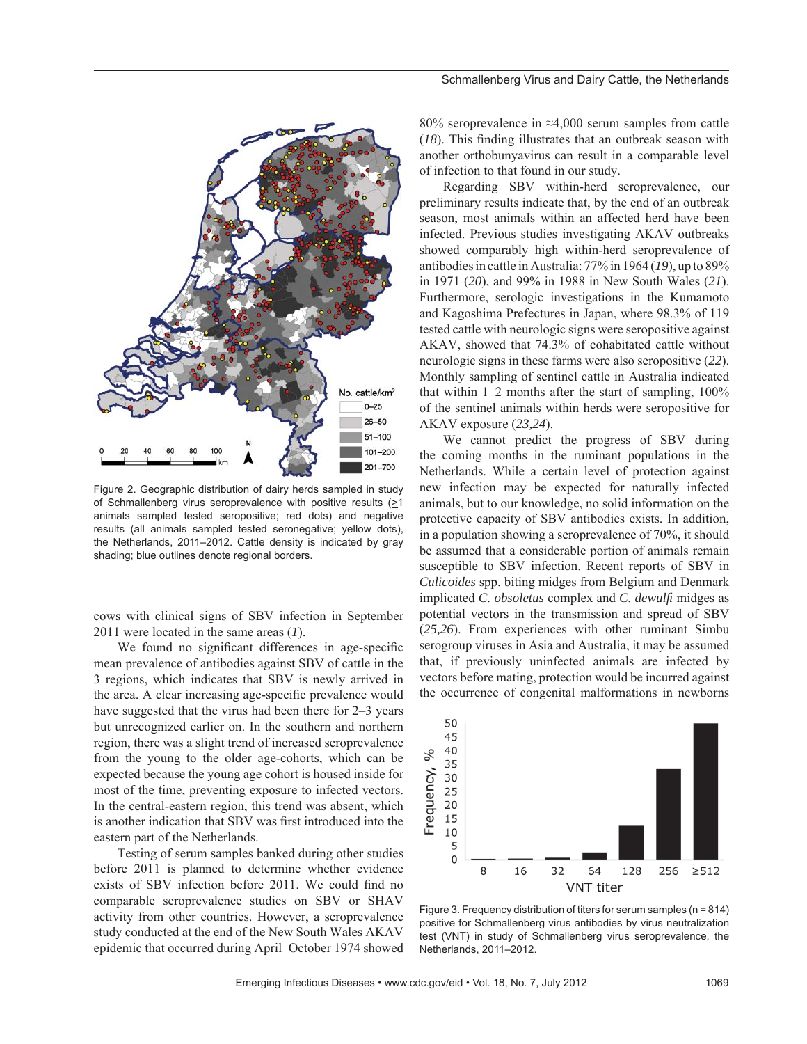Figure 2. Geographic distribution of dairy herds sampled in study of Schmallenberg virus seroprevalence with positive results (≥1 animals sampled tested seropositive; red dots) and negative results (all animals sampled tested seronegative; yellow dots), the Netherlands, 2011–2012. Cattle density is indicated by gray shading; blue outlines denote regional borders.

cows with clinical signs of SBV infection in September 2011 were located in the same areas (*1*).

We found no significant differences in age-specific mean prevalence of antibodies against SBV of cattle in the 3 regions, which indicates that SBV is newly arrived in the area. A clear increasing age-specific prevalence would have suggested that the virus had been there for 2–3 years but unrecognized earlier on. In the southern and northern region, there was a slight trend of increased seroprevalence from the young to the older age-cohorts, which can be expected because the young age cohort is housed inside for most of the time, preventing exposure to infected vectors. In the central-eastern region, this trend was absent, which is another indication that SBV was first introduced into the eastern part of the Netherlands.

Testing of serum samples banked during other studies before 2011 is planned to determine whether evidence exists of SBV infection before 2011. We could find no comparable seroprevalence studies on SBV or SHAV activity from other countries. However, a seroprevalence study conducted at the end of the New South Wales AKAV epidemic that occurred during April–October 1974 showed 80% seroprevalence in ≈4,000 serum samples from cattle (*18*). This finding illustrates that an outbreak season with another orthobunyavirus can result in a comparable level of infection to that found in our study.

Regarding SBV within-herd seroprevalence, our preliminary results indicate that, by the end of an outbreak season, most animals within an affected herd have been infected. Previous studies investigating AKAV outbreaks showed comparably high within-herd seroprevalence of antibodies in cattle in Australia: 77% in 1964 (*19*), up to 89% in 1971 (*20*), and 99% in 1988 in New South Wales (*21*). Furthermore, serologic investigations in the Kumamoto and Kagoshima Prefectures in Japan, where 98.3% of 119 tested cattle with neurologic signs were seropositive against AKAV, showed that 74.3% of cohabitated cattle without neurologic signs in these farms were also seropositive (*22*). Monthly sampling of sentinel cattle in Australia indicated that within 1–2 months after the start of sampling, 100% of the sentinel animals within herds were seropositive for AKAV exposure (*23,24*).

We cannot predict the progress of SBV during the coming months in the ruminant populations in the Netherlands. While a certain level of protection against new infection may be expected for naturally infected animals, but to our knowledge, no solid information on the protective capacity of SBV antibodies exists. In addition, in a population showing a seroprevalence of 70%, it should be assumed that a considerable portion of animals remain susceptible to SBV infection. Recent reports of SBV in *Culicoides* spp. biting midges from Belgium and Denmark implicated *C. obsoletus* complex and *C. dewulfi* midges as potential vectors in the transmission and spread of SBV (*25,26*). From experiences with other ruminant Simbu serogroup viruses in Asia and Australia, it may be assumed that, if previously uninfected animals are infected by vectors before mating, protection would be incurred against the occurrence of congenital malformations in newborns

Figure 3. Frequency distribution of titers for serum samples (n = 814) positive for Schmallenberg virus antibodies by virus neutralization test (VNT) in study of Schmallenberg virus seroprevalence, the Netherlands, 2011–2012.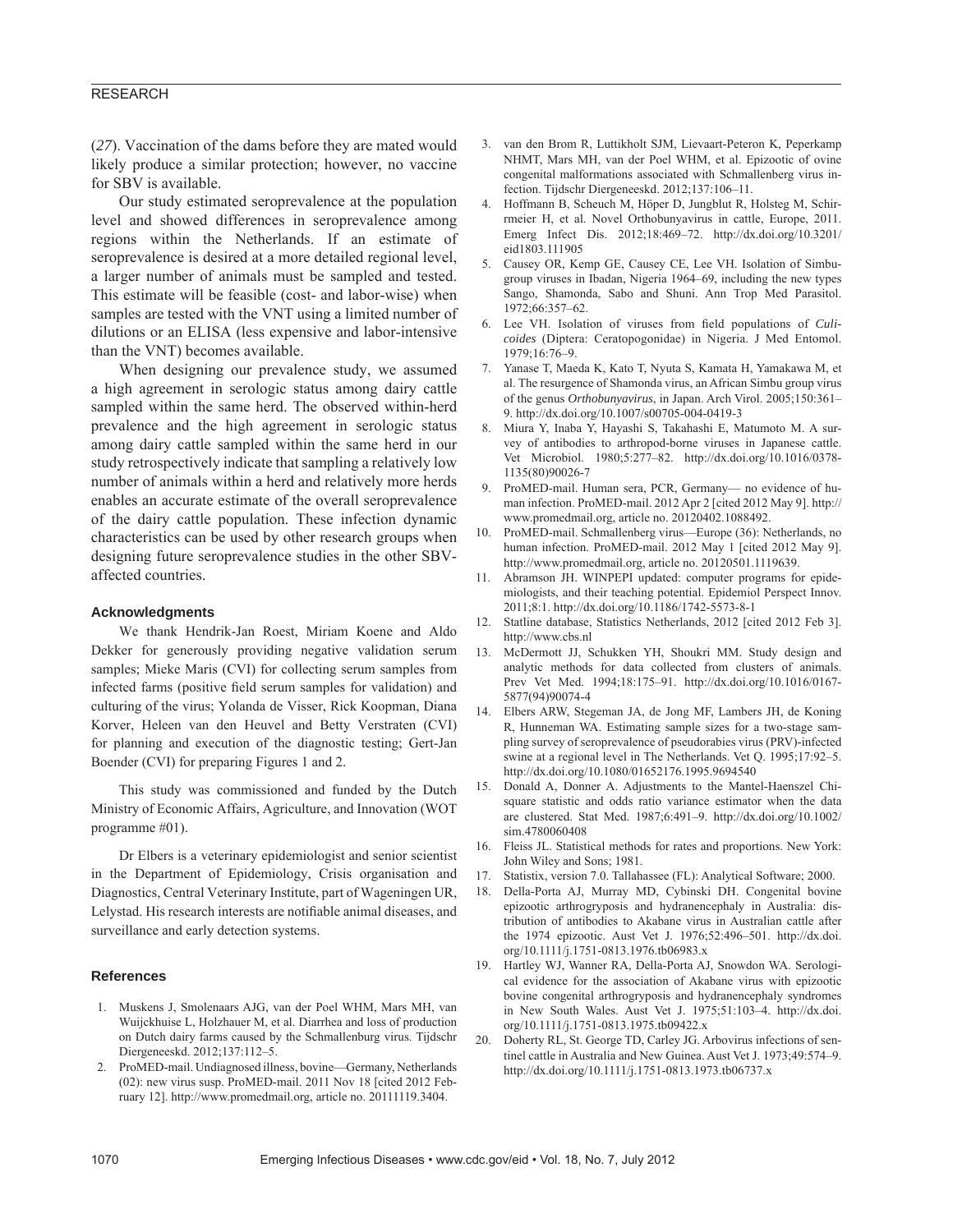(*27*). Vaccination of the dams before they are mated would likely produce a similar protection; however, no vaccine for SBV is available.

Our study estimated seroprevalence at the population level and showed differences in seroprevalence among regions within the Netherlands. If an estimate of seroprevalence is desired at a more detailed regional level, a larger number of animals must be sampled and tested. This estimate will be feasible (cost- and labor-wise) when samples are tested with the VNT using a limited number of dilutions or an ELISA (less expensive and labor-intensive than the VNT) becomes available.

When designing our prevalence study, we assumed a high agreement in serologic status among dairy cattle sampled within the same herd. The observed within-herd prevalence and the high agreement in serologic status among dairy cattle sampled within the same herd in our study retrospectively indicate that sampling a relatively low number of animals within a herd and relatively more herds enables an accurate estimate of the overall seroprevalence of the dairy cattle population. These infection dynamic characteristics can be used by other research groups when designing future seroprevalence studies in the other SBV-affected countries.

### Acknowledgments

We thank Hendrik-Jan Roest, Miriam Koene and Aldo Dekker for generously providing negative validation serum samples; Mieke Maris (CVI) for collecting serum samples from infected farms (positive field serum samples for validation) and culturing of the virus; Yolanda de Visser, Rick Koopman, Diana Korver, Heleen van den Heuvel and Betty Verstraten (CVI) for planning and execution of the diagnostic testing; Gert-Jan Boender (CVI) for preparing Figures 1 and 2.

This study was commissioned and funded by the Dutch Ministry of Economic Affairs, Agriculture, and Innovation (WOT programme #01).

Dr Elbers is a veterinary epidemiologist and senior scientist in the Department of Epidemiology, Crisis organisation and Diagnostics, Central Veterinary Institute, part of Wageningen UR, Lelystad. His research interests are notifiable animal diseases, and surveillance and early detection systems.

### References

1. Muskens J, Smolenaars AJG, van der Poel WHM, Mars MH, van Wuijckhuise L, Holzhauer M, et al. Diarrhea and loss of production on Dutch dairy farms caused by the Schmallenberg virus. Tijdschr Diergeneeskd. 2012;137:112–5.
2. ProMED-mail. Undiagnosed illness, bovine—Germany, Netherlands (02): new virus susp. ProMED-mail. 2011 Nov 18 [cited 2012 February 12]. http://www.promedmail.org, article no. 20111119.3404.
3. van den Brom R, Luttikholt SJM, Lievaart-Peteron K, Peperkamp NHMT, Mars MH, van der Poel WHM, et al. Epizootic of ovine congenital malformations associated with Schmallenberg virus infection. Tijdschr Diergeneeskd. 2012;137:106–11.
4. Hoffmann B, Scheuch M, Höper D, Jungblut R, Holsteg M, Schirrmeier H, et al. Novel Orthobunyavirus in cattle, Europe, 2011. Emerg Infect Dis. 2012;18:469–72. http://dx.doi.org/10.3201/eid1803.111905
5. Causey OR, Kemp GE, Causey CE, Lee VH. Isolation of Simbu-group viruses in Ibadan, Nigeria 1964–69, including the new types Sango, Shamonda, Sabo and Shuni. Ann Trop Med Parasitol. 1972;66:357–62.
6. Lee VH. Isolation of viruses from field populations of *Culicoides* (Diptera: Ceratopogonidae) in Nigeria. J Med Entomol. 1979;16:76–9.
7. Yanase T, Maeda K, Kato T, Nyuta S, Kamata H, Yamakawa M, et al. The resurgence of Shamonda virus, an African Simbu group virus of the genus *Orthobunyavirus*, in Japan. Arch Virol. 2005;150:361–9. http://dx.doi.org/10.1007/s00705-004-0419-3
8. Miura Y, Inaba Y, Hayashi S, Takahashi E, Matumoto M. A survey of antibodies to arthropod-borne viruses in Japanese cattle. Vet Microbiol. 1980;5:277–82. http://dx.doi.org/10.1016/0378-1135(80)90026-7
9. ProMED-mail. Human sera, PCR, Germany— no evidence of human infection. ProMED-mail. 2012 Apr 2 [cited 2012 May 9]. http://www.promedmail.org, article no. 20120402.1088492.
10. ProMED-mail. Schmallenberg virus—Europe (36): Netherlands, no human infection. ProMED-mail. 2012 May 1 [cited 2012 May 9]. http://www.promedmail.org, article no. 20120501.1119639.
11. Abramson JH. WINPEPI updated: computer programs for epidemiologists, and their teaching potential. Epidemiol Perspect Innov. 2011;8:1. http://dx.doi.org/10.1186/1742-5573-8-1
12. Statline database, Statistics Netherlands, 2012 [cited 2012 Feb 3]. http://www.cbs.nl
13. McDermott JJ, Schukken YH, Shoukri MM. Study design and analytic methods for data collected from clusters of animals. Prev Vet Med. 1994;18:175–91. http://dx.doi.org/10.1016/0167-5877(94)90074-4
14. Elbers ARW, Stegeman JA, de Jong MF, Lambers JH, de Koning R, Hunneman WA. Estimating sample sizes for a two-stage sampling survey of seroprevalence of pseudorabies virus (PRV)-infected swine at a regional level in The Netherlands. Vet Q. 1995;17:92–5. http://dx.doi.org/10.1080/01652176.1995.9694540
15. Donald A, Donner A. Adjustments to the Mantel-Haenszel Chi-square statistic and odds ratio variance estimator when the data are clustered. Stat Med. 1987;6:491–9. http://dx.doi.org/10.1002/sim.4780060408
16. Fleiss JL. Statistical methods for rates and proportions. New York: John Wiley and Sons; 1981.
17. Statistix, version 7.0. Tallahassee (FL): Analytical Software; 2000.
18. Della-Porta AJ, Murray MD, Cybinski DH. Congenital bovine epizootic arthrogryposis and hydranencephaly in Australia: distribution of antibodies to Akabane virus in Australian cattle after the 1974 epizootic. Aust Vet J. 1976;52:496–501. http://dx.doi.org/10.1111/j.1751-0813.1976.tb06983.x
19. Hartley WJ, Wanner RA, Della-Porta AJ, Snowdon WA. Serological evidence for the association of Akabane virus with epizootic bovine congenital arthrogryposis and hydranencephaly syndromes in New South Wales. Aust Vet J. 1975;51:103–4. http://dx.doi.org/10.1111/j.1751-0813.1975.tb09422.x
20. Doherty RL, St. George TD, Carley JG. Arbovirus infections of sentinel cattle in Australia and New Guinea. Aust Vet J. 1973;49:574–9. http://dx.doi.org/10.1111/j.1751-0813.1973.tb06737.x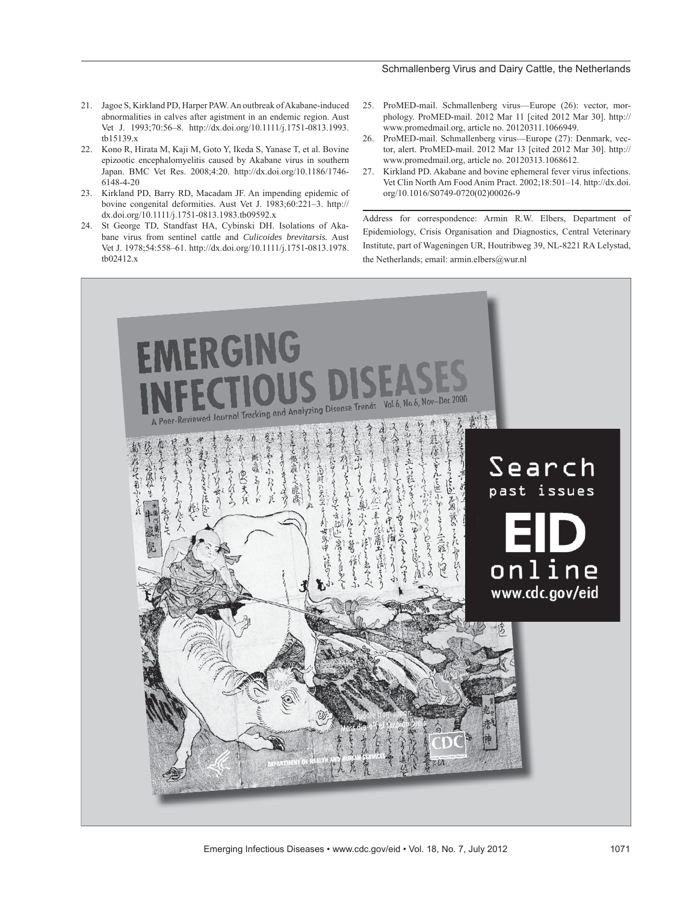21. Jagoe S, Kirkland PD, Harper PAW. An outbreak of Akabane-induced abnormalities in calves after agistment in an endemic region. Aust Vet J. 1993;70:56–8. http://dx.doi.org/10.1111/j.1751-0813.1993.tb15139.x
22. Kono R, Hirata M, Kaji M, Goto Y, Ikeda S, Yanase T, et al. Bovine epizootic encephalomyelitis caused by Akabane virus in southern Japan. BMC Vet Res. 2008;4:20. http://dx.doi.org/10.1186/1746-6148-4-20
23. Kirkland PD, Barry RD, Macadam JF. An impending epidemic of bovine congenital deformities. Aust Vet J. 1983;60:221–3. http://dx.doi.org/10.1111/j.1751-0813.1983.tb09592.x
24. St George TD, Standfast HA, Cybinski DH. Isolations of Akabane virus from sentinel cattle and *Culicoides brevitarsis.* Aust Vet J. 1978;54:558–61. http://dx.doi.org/10.1111/j.1751-0813.1978.tb02412.x
25. ProMED-mail. Schmallenberg virus—Europe (26): vector, morphology. ProMED-mail. 2012 Mar 11 [cited 2012 Mar 30]. http://www.promedmail.org, article no. 20120311.1066949.
26. ProMED-mail. Schmallenberg virus—Europe (27): Denmark, vector, alert. ProMED-mail. 2012 Mar 13 [cited 2012 Mar 30]. http://www.promedmail.org, article no. 20120313.1068612.
27. Kirkland PD. Akabane and bovine ephemeral fever virus infections. Vet Clin North Am Food Anim Pract. 2002;18:501–14. http://dx.doi.org/10.1016/S0749-0720(02)00026-9

Address for correspondence: Armin R.W. Elbers, Department of Epidemiology, Crisis Organisation and Diagnostics, Central Veterinary Institute, part of Wageningen UR, Houtribweg 39, NL-8221 RA Lelystad, the Netherlands; email: armin.elbers@wur.nl